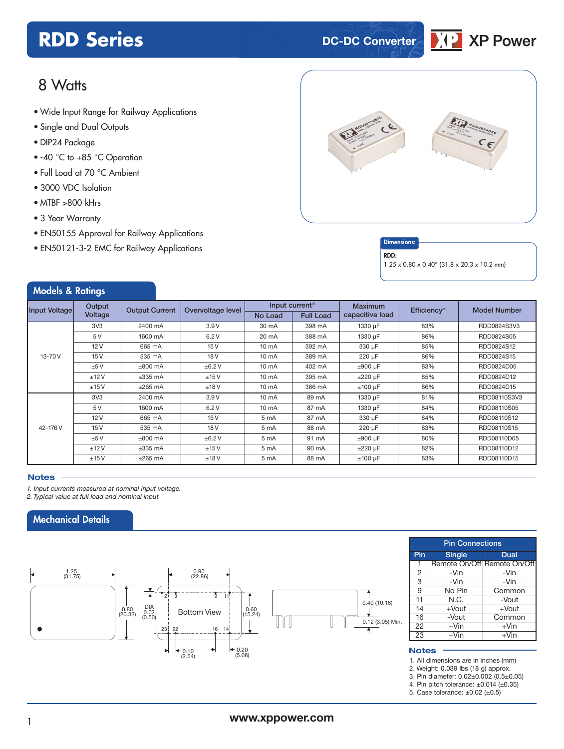# RDD Series

DC-DC Converter

XP Power

## 8 Watts

- Wide Input Range for Railway Applications
- Single and Dual Outputs
- DIP24 Package
- -40 °C to +85 °C Operation
- Full Load at 70 °C Ambient
- 3000 VDC Isolation
- MTBF >800 kHrs
- 3 Year Warranty
- EN50155 Approval for Railway Applications
- EN50121-3-2 EMC for Railway Applications

**Dimensions:**

**RDD:**
1.25 x 0.80 x 0.40" (31.8 x 20.3 x 10.2 mm)

## Models & Ratings

| Input Voltage | Output Voltage | Output Current | Overvoltage level | Input current[1] | | Maximum capacitive load | Efficiency[2] | Model Number |
|---|---|---|---|---|---|---|---|---|
| | | | | No Load | Full Load | | | |
| 13-70 V | 3V3 | 2400 mA | 3.9 V | 30 mA | 398 mA | 1330 µF | 83% | RDD0824S3V3 |
| | 5 V | 1600 mA | 6.2 V | 20 mA | 388 mA | 1330 µF | 86% | RDD0824S05 |
| | 12 V | 665 mA | 15 V | 10 mA | 392 mA | 330 µF | 85% | RDD0824S12 |
| | 15 V | 535 mA | 18 V | 10 mA | 389 mA | 220 µF | 86% | RDD0824S15 |
| | ±5 V | ±800 mA | ±6.2 V | 10 mA | 402 mA | ±900 µF | 83% | RDD0824D05 |
| | ±12 V | ±335 mA | ±15 V | 10 mA | 395 mA | ±220 µF | 85% | RDD0824D12 |
| | ±15 V | ±265 mA | ±18 V | 10 mA | 386 mA | ±100 µF | 86% | RDD0824D15 |
| 42-176 V | 3V3 | 2400 mA | 3.9 V | 10 mA | 89 mA | 1330 µF | 81% | RDD08110S3V3 |
| | 5 V | 1600 mA | 6.2 V | 10 mA | 87 mA | 1330 µF | 84% | RDD08110S05 |
| | 12 V | 665 mA | 15 V | 5 mA | 87 mA | 330 µF | 84% | RDD08110S12 |
| | 15 V | 535 mA | 18 V | 5 mA | 88 mA | 220 µF | 83% | RDD08110S15 |
| | ±5 V | ±800 mA | ±6.2 V | 5 mA | 91 mA | ±900 µF | 80% | RDD08110D05 |
| | ±12 V | ±335 mA | ±15 V | 5 mA | 90 mA | ±220 µF | 82% | RDD08110D12 |
| | ±15 V | ±265 mA | ±18 V | 5 mA | 88 mA | ±100 µF | 83% | RDD08110D15 |

### Notes

*1. Input currents measured at nominal input voltage.*
*2. Typical value at full load and nominal input*

## Mechanical Details

1.25 (31.75); 0.80 (20.32); 0.90 (22.86); DIA 0.02 (0.50); Bottom View; 0.60 (15.24); 0.10 (2.54); 0.20 (5.08); 0.40 (10.16); 0.12 (3.05) Min.

| Pin Connections | | |
|---|---|---|
| Pin | Single | Dual |
| 1 | Remote On/Off | Remote On/Off |
| 2 | -Vin | -Vin |
| 3 | -Vin | -Vin |
| 9 | No Pin | Common |
| 11 | N.C. | -Vout |
| 14 | +Vout | +Vout |
| 16 | -Vout | Common |
| 22 | +Vin | +Vin |
| 23 | +Vin | +Vin |

### Notes

1. All dimensions are in inches (mm)
2. Weight: 0.039 lbs (18 g) approx.
3. Pin diameter: 0.02±0.002 (0.5±0.05)
4. Pin pitch tolerance: ±0.014 (±0.35)
5. Case tolerance: ±0.02 (±0.5)

www.xppower.com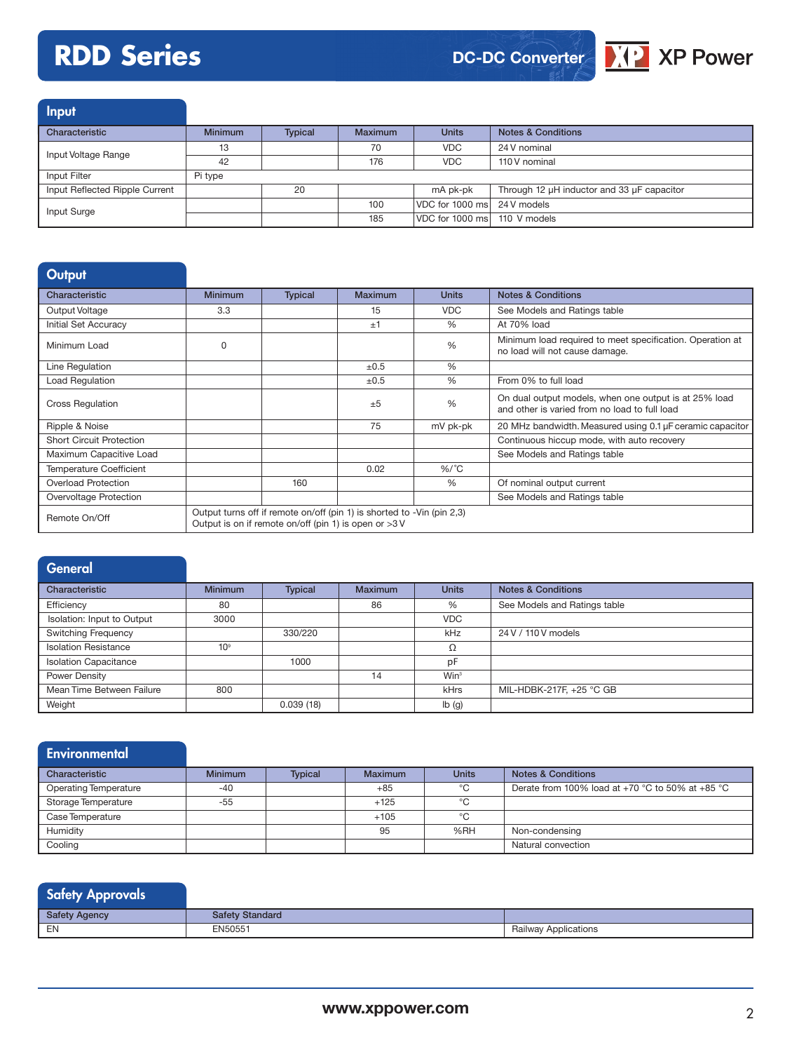## Input

| Characteristic | Minimum | Typical | Maximum | Units | Notes & Conditions |
|---|---|---|---|---|---|
| Input Voltage Range | 13 | | 70 | VDC | 24 V nominal |
| | 42 | | 176 | VDC | 110 V nominal |
| Input Filter | Pi type | | | | |
| Input Reflected Ripple Current | | 20 | | mA pk-pk | Through 12 µH inductor and 33 µF capacitor |
| Input Surge | | | 100 | VDC for 1000 ms | 24 V models |
| | | | 185 | VDC for 1000 ms | 110 V models |

## Output

| Characteristic | Minimum | Typical | Maximum | Units | Notes & Conditions |
|---|---|---|---|---|---|
| Output Voltage | 3.3 | | 15 | VDC | See Models and Ratings table |
| Initial Set Accuracy | | | ±1 | % | At 70% load |
| Minimum Load | 0 | | | % | Minimum load required to meet specification. Operation at no load will not cause damage. |
| Line Regulation | | | ±0.5 | % | |
| Load Regulation | | | ±0.5 | % | From 0% to full load |
| Cross Regulation | | | ±5 | % | On dual output models, when one output is at 25% load and other is varied from no load to full load |
| Ripple & Noise | | | 75 | mV pk-pk | 20 MHz bandwidth. Measured using 0.1 µF ceramic capacitor |
| Short Circuit Protection | | | | | Continuous hiccup mode, with auto recovery |
| Maximum Capacitive Load | | | | | See Models and Ratings table |
| Temperature Coefficient | | | 0.02 | %/°C | |
| Overload Protection | | 160 | | % | Of nominal output current |
| Overvoltage Protection | | | | | See Models and Ratings table |
| Remote On/Off | Output turns off if remote on/off (pin 1) is shorted to -Vin (pin 2,3)<br>Output is on if remote on/off (pin 1) is open or >3 V | | | | |

## General

| Characteristic | Minimum | Typical | Maximum | Units | Notes & Conditions |
|---|---|---|---|---|---|
| Efficiency | 80 | | 86 | % | See Models and Ratings table |
| Isolation: Input to Output | 3000 | | | VDC | |
| Switching Frequency | | 330/220 | | kHz | 24 V / 110 V models |
| Isolation Resistance | $10^9$ | | | Ω | |
| Isolation Capacitance | | 1000 | | pF | |
| Power Density | | | 14 | $Win^3$ | |
| Mean Time Between Failure | 800 | | | kHrs | MIL-HDBK-217F, +25 °C GB |
| Weight | | 0.039 (18) | | lb (g) | |

## Environmental

| Characteristic | Minimum | Typical | Maximum | Units | Notes & Conditions |
|---|---|---|---|---|---|
| Operating Temperature | -40 | | +85 | °C | Derate from 100% load at +70 °C to 50% at +85 °C |
| Storage Temperature | -55 | | +125 | °C | |
| Case Temperature | | | +105 | °C | |
| Humidity | | | 95 | %RH | Non-condensing |
| Cooling | | | | | Natural convection |

## Safety Approvals

| Safety Agency | Safety Standard | |
|---|---|---|
| EN | EN50551 | Railway Applications |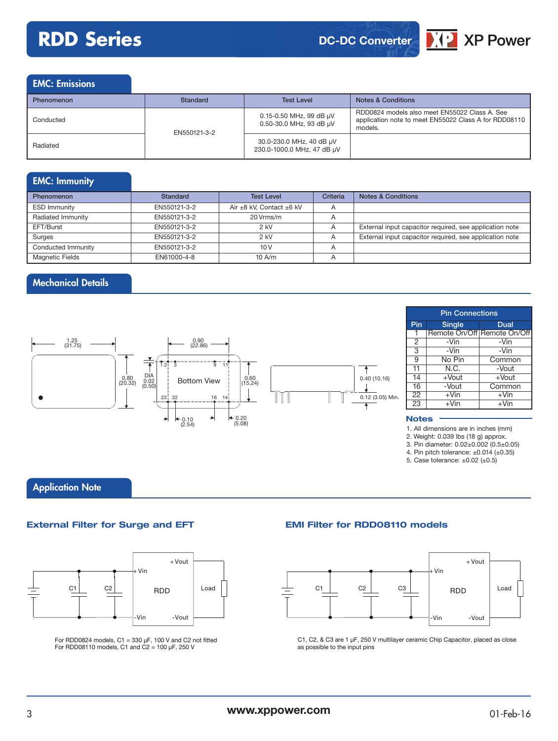# RDD Series

DC-DC Converter

## EMC: Emissions

| Phenomenon | Standard | Test Level | Notes & Conditions |
|---|---|---|---|
| Conducted | EN550121-3-2 | 0.15-0.50 MHz, 99 dB µV<br>0.50-30.0 MHz, 93 dB µV | RDD0824 models also meet EN55022 Class A. See application note to meet EN55022 Class A for RDD08110 models. |
| Radiated | | 30.0-230.0 MHz, 40 dB µV<br>230.0-1000.0 MHz, 47 dB µV | |

## EMC: Immunity

| Phenomenon | Standard | Test Level | Criteria | Notes & Conditions |
|---|---|---|---|---|
| ESD Immunity | EN550121-3-2 | Air ±8 kV, Contact ±6 kV | A | |
| Radiated Immunity | EN550121-3-2 | 20 Vrms/m | A | |
| EFT/Burst | EN550121-3-2 | 2 kV | A | External input capacitor required, see application note |
| Surges | EN550121-3-2 | 2 kV | A | External input capacitor required, see application note |
| Conducted Immunity | EN550121-3-2 | 10 V | A | |
| Magnetic Fields | EN61000-4-8 | 10 A/m | A | |

## Mechanical Details

1.25 (31.75)
0.80 (20.32)
0.90 (22.86)
DIA 0.02 (0.50)
Bottom View
0.60 (15.24)
1 2 3 9 11
23 22 16 14
0.10 (2.54)
0.20 (5.08)
0.40 (10.16)
0.12 (3.05) Min.

| Pin Connections | | |
|---|---|---|
| Pin | Single | Dual |
| 1 | Remote On/Off | Remote On/Off |
| 2 | -Vin | -Vin |
| 3 | -Vin | -Vin |
| 9 | No Pin | Common |
| 11 | N.C. | -Vout |
| 14 | +Vout | +Vout |
| 16 | -Vout | Common |
| 22 | +Vin | +Vin |
| 23 | +Vin | +Vin |

### Notes

1. All dimensions are in inches (mm)
2. Weight: 0.039 lbs (18 g) approx.
3. Pin diameter: 0.02±0.002 (0.5±0.05)
4. Pin pitch tolerance: ±0.014 (±0.35)
5. Case tolerance: ±0.02 (±0.5)

## Application Note

### External Filter for Surge and EFT

C1, C2, +Vin, +Vout, RDD, Load, -Vin, -Vout

For RDD0824 models, C1 = 330 µF, 100 V and C2 not fitted
For RDD08110 models, C1 and C2 = 100 µF, 250 V

### EMI Filter for RDD08110 models

C1, C2, C3, +Vin, +Vout, RDD, Load, -Vin, -Vout

C1, C2, & C3 are 1 µF, 250 V multilayer ceramic Chip Capacitor, placed as close as possible to the input pins